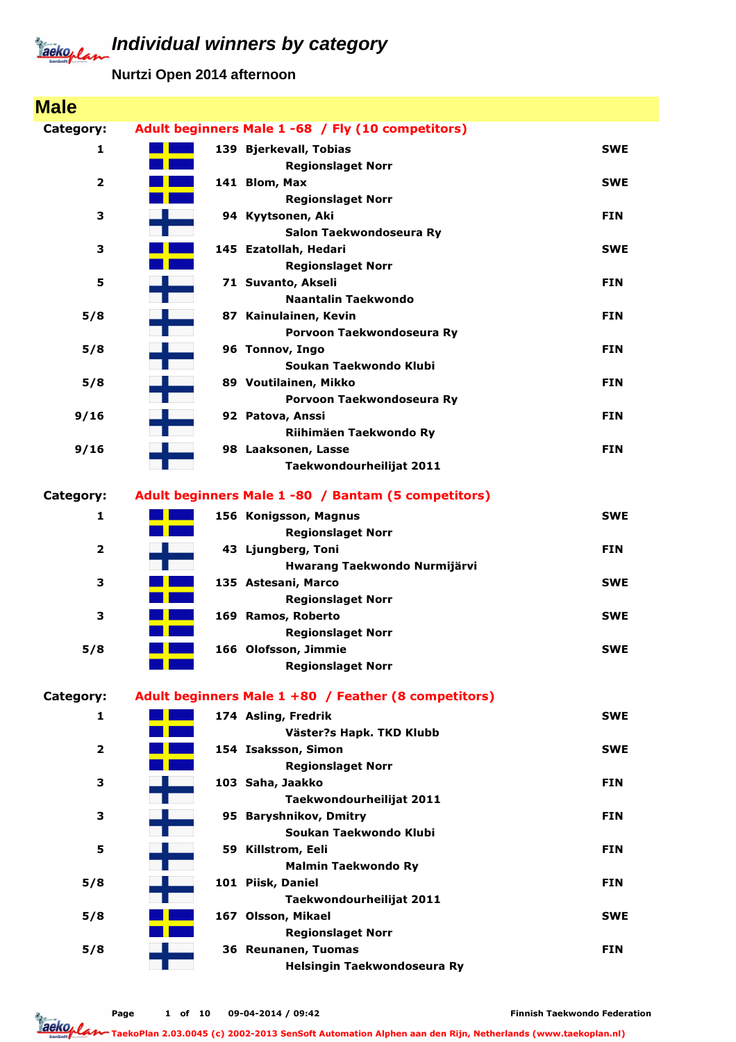# Individual winners by category

## Nurtzi Open 2014 afternoon

## Male

**Category: Adult beginners Male 1 -68 / Fly (10 competitors)**

| Place | No. | Name / Club | Country |
|---|---|---|---|
| 1 | 139 | Bjerkevall, Tobias<br>Regionslaget Norr | SWE |
| 2 | 141 | Blom, Max<br>Regionslaget Norr | SWE |
| 3 | 94 | Kyytsonen, Aki<br>Salon Taekwondoseura Ry | FIN |
| 3 | 145 | Ezatollah, Hedari<br>Regionslaget Norr | SWE |
| 5 | 71 | Suvanto, Akseli<br>Naantalin Taekwondo | FIN |
| 5/8 | 87 | Kainulainen, Kevin<br>Porvoon Taekwondoseura Ry | FIN |
| 5/8 | 96 | Tonnov, Ingo<br>Soukan Taekwondo Klubi | FIN |
| 5/8 | 89 | Voutilainen, Mikko<br>Porvoon Taekwondoseura Ry | FIN |
| 9/16 | 92 | Patova, Anssi<br>Riihimäen Taekwondo Ry | FIN |
| 9/16 | 98 | Laaksonen, Lasse<br>Taekwondourheilijat 2011 | FIN |

**Category: Adult beginners Male 1 -80 / Bantam (5 competitors)**

| Place | No. | Name / Club | Country |
|---|---|---|---|
| 1 | 156 | Konigsson, Magnus<br>Regionslaget Norr | SWE |
| 2 | 43 | Ljungberg, Toni<br>Hwarang Taekwondo Nurmijärvi | FIN |
| 3 | 135 | Astesani, Marco<br>Regionslaget Norr | SWE |
| 3 | 169 | Ramos, Roberto<br>Regionslaget Norr | SWE |
| 5/8 | 166 | Olofsson, Jimmie<br>Regionslaget Norr | SWE |

**Category: Adult beginners Male 1 +80 / Feather (8 competitors)**

| Place | No. | Name / Club | Country |
|---|---|---|---|
| 1 | 174 | Asling, Fredrik<br>Väster?s Hapk. TKD Klubb | SWE |
| 2 | 154 | Isaksson, Simon<br>Regionslaget Norr | SWE |
| 3 | 103 | Saha, Jaakko<br>Taekwondourheilijat 2011 | FIN |
| 3 | 95 | Baryshnikov, Dmitry<br>Soukan Taekwondo Klubi | FIN |
| 5 | 59 | Killstrom, Eeli<br>Malmin Taekwondo Ry | FIN |
| 5/8 | 101 | Piisk, Daniel<br>Taekwondourheilijat 2011 | FIN |
| 5/8 | 167 | Olsson, Mikael<br>Regionslaget Norr | SWE |
| 5/8 | 36 | Reunanen, Tuomas<br>Helsingin Taekwondoseura Ry | FIN |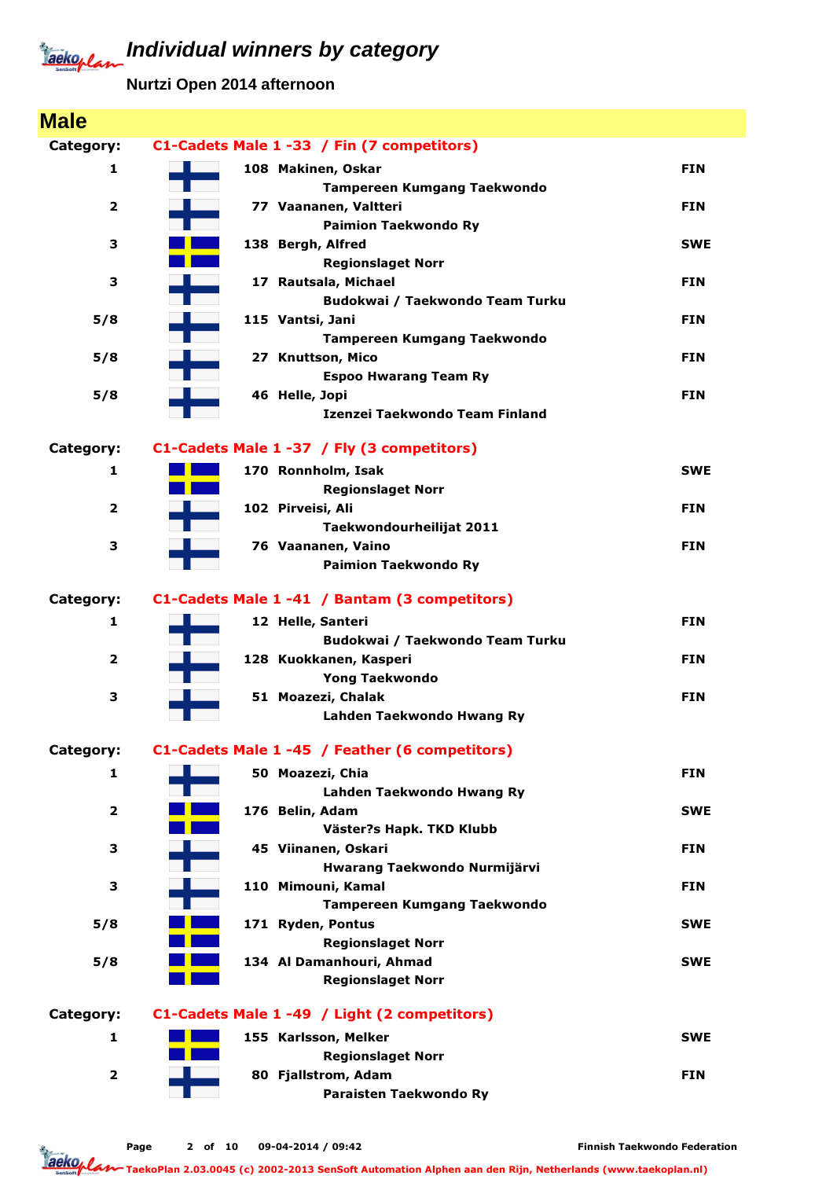# Individual winners by category

## Nurtzi Open 2014 afternoon

## Male

**Category: C1-Cadets Male 1 -33 / Fin (7 competitors)**

| Place | No. | Name | Club | Country |
|---|---|---|---|---|
| 1 | 108 | Makinen, Oskar | Tampereen Kumgang Taekwondo | FIN |
| 2 | 77 | Vaananen, Valtteri | Paimion Taekwondo Ry | FIN |
| 3 | 138 | Bergh, Alfred | Regionslaget Norr | SWE |
| 3 | 17 | Rautsala, Michael | Budokwai / Taekwondo Team Turku | FIN |
| 5/8 | 115 | Vantsi, Jani | Tampereen Kumgang Taekwondo | FIN |
| 5/8 | 27 | Knuttson, Mico | Espoo Hwarang Team Ry | FIN |
| 5/8 | 46 | Helle, Jopi | Izenzei Taekwondo Team Finland | FIN |

**Category: C1-Cadets Male 1 -37 / Fly (3 competitors)**

| Place | No. | Name | Club | Country |
|---|---|---|---|---|
| 1 | 170 | Ronnholm, Isak | Regionslaget Norr | SWE |
| 2 | 102 | Pirveisi, Ali | Taekwondourheilijat 2011 | FIN |
| 3 | 76 | Vaananen, Vaino | Paimion Taekwondo Ry | FIN |

**Category: C1-Cadets Male 1 -41 / Bantam (3 competitors)**

| Place | No. | Name | Club | Country |
|---|---|---|---|---|
| 1 | 12 | Helle, Santeri | Budokwai / Taekwondo Team Turku | FIN |
| 2 | 128 | Kuokkanen, Kasperi | Yong Taekwondo | FIN |
| 3 | 51 | Moazezi, Chalak | Lahden Taekwondo Hwang Ry | FIN |

**Category: C1-Cadets Male 1 -45 / Feather (6 competitors)**

| Place | No. | Name | Club | Country |
|---|---|---|---|---|
| 1 | 50 | Moazezi, Chia | Lahden Taekwondo Hwang Ry | FIN |
| 2 | 176 | Belin, Adam | Väster?s Hapk. TKD Klubb | SWE |
| 3 | 45 | Viinanen, Oskari | Hwarang Taekwondo Nurmijärvi | FIN |
| 3 | 110 | Mimouni, Kamal | Tampereen Kumgang Taekwondo | FIN |
| 5/8 | 171 | Ryden, Pontus | Regionslaget Norr | SWE |
| 5/8 | 134 | Al Damanhouri, Ahmad | Regionslaget Norr | SWE |

**Category: C1-Cadets Male 1 -49 / Light (2 competitors)**

| Place | No. | Name | Club | Country |
|---|---|---|---|---|
| 1 | 155 | Karlsson, Melker | Regionslaget Norr | SWE |
| 2 | 80 | Fjallstrom, Adam | Paraisten Taekwondo Ry | FIN |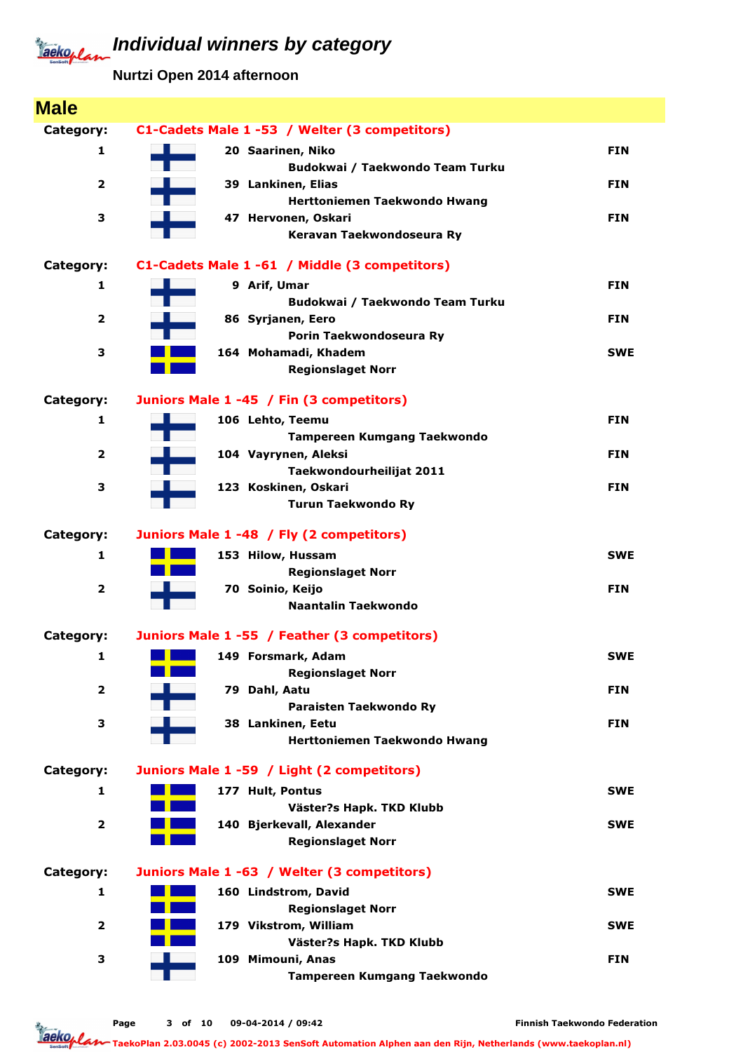# Individual winners by category

**Nurtzi Open 2014 afternoon**

## Male

**Category: C1-Cadets Male 1 -53 / Welter (3 competitors)**

| Place | No. | Name / Club | Country |
|---|---|---|---|
| 1 | 20 | Saarinen, Niko<br>Budokwai / Taekwondo Team Turku | FIN |
| 2 | 39 | Lankinen, Elias<br>Herttoniemen Taekwondo Hwang | FIN |
| 3 | 47 | Hervonen, Oskari<br>Keravan Taekwondoseura Ry | FIN |

**Category: C1-Cadets Male 1 -61 / Middle (3 competitors)**

| Place | No. | Name / Club | Country |
|---|---|---|---|
| 1 | 9 | Arif, Umar<br>Budokwai / Taekwondo Team Turku | FIN |
| 2 | 86 | Syrjanen, Eero<br>Porin Taekwondoseura Ry | FIN |
| 3 | 164 | Mohamadi, Khadem<br>Regionslaget Norr | SWE |

**Category: Juniors Male 1 -45 / Fin (3 competitors)**

| Place | No. | Name / Club | Country |
|---|---|---|---|
| 1 | 106 | Lehto, Teemu<br>Tampereen Kumgang Taekwondo | FIN |
| 2 | 104 | Vayrynen, Aleksi<br>Taekwondourheilijat 2011 | FIN |
| 3 | 123 | Koskinen, Oskari<br>Turun Taekwondo Ry | FIN |

**Category: Juniors Male 1 -48 / Fly (2 competitors)**

| Place | No. | Name / Club | Country |
|---|---|---|---|
| 1 | 153 | Hilow, Hussam<br>Regionslaget Norr | SWE |
| 2 | 70 | Soinio, Keijo<br>Naantalin Taekwondo | FIN |

**Category: Juniors Male 1 -55 / Feather (3 competitors)**

| Place | No. | Name / Club | Country |
|---|---|---|---|
| 1 | 149 | Forsmark, Adam<br>Regionslaget Norr | SWE |
| 2 | 79 | Dahl, Aatu<br>Paraisten Taekwondo Ry | FIN |
| 3 | 38 | Lankinen, Eetu<br>Herttoniemen Taekwondo Hwang | FIN |

**Category: Juniors Male 1 -59 / Light (2 competitors)**

| Place | No. | Name / Club | Country |
|---|---|---|---|
| 1 | 177 | Hult, Pontus<br>Väster?s Hapk. TKD Klubb | SWE |
| 2 | 140 | Bjerkevall, Alexander<br>Regionslaget Norr | SWE |

**Category: Juniors Male 1 -63 / Welter (3 competitors)**

| Place | No. | Name / Club | Country |
|---|---|---|---|
| 1 | 160 | Lindstrom, David<br>Regionslaget Norr | SWE |
| 2 | 179 | Vikstrom, William<br>Väster?s Hapk. TKD Klubb | SWE |
| 3 | 109 | Mimouni, Anas<br>Tampereen Kumgang Taekwondo | FIN |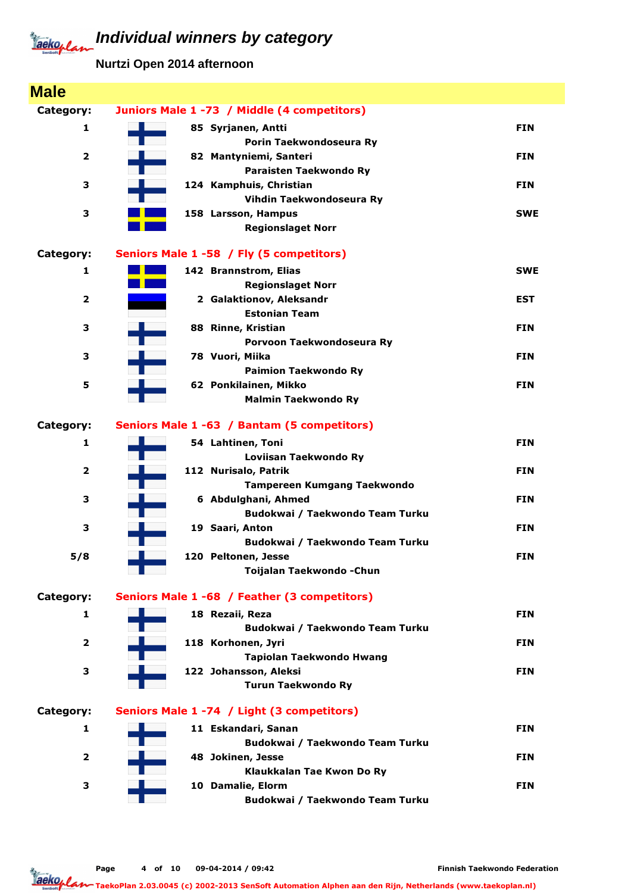# Individual winners by category

**Nurtzi Open 2014 afternoon**

## Male

**Category: Juniors Male 1 -73 / Middle (4 competitors)**

| Place | No. | Name / Club | Country |
|---|---|---|---|
| 1 | 85 | Syrjanen, Antti<br>Porin Taekwondoseura Ry | FIN |
| 2 | 82 | Mantyniemi, Santeri<br>Paraisten Taekwondo Ry | FIN |
| 3 | 124 | Kamphuis, Christian<br>Vihdin Taekwondoseura Ry | FIN |
| 3 | 158 | Larsson, Hampus<br>Regionslaget Norr | SWE |

**Category: Seniors Male 1 -58 / Fly (5 competitors)**

| Place | No. | Name / Club | Country |
|---|---|---|---|
| 1 | 142 | Brannstrom, Elias<br>Regionslaget Norr | SWE |
| 2 | 2 | Galaktionov, Aleksandr<br>Estonian Team | EST |
| 3 | 88 | Rinne, Kristian<br>Porvoon Taekwondoseura Ry | FIN |
| 3 | 78 | Vuori, Miika<br>Paimion Taekwondo Ry | FIN |
| 5 | 62 | Ponkilainen, Mikko<br>Malmin Taekwondo Ry | FIN |

**Category: Seniors Male 1 -63 / Bantam (5 competitors)**

| Place | No. | Name / Club | Country |
|---|---|---|---|
| 1 | 54 | Lahtinen, Toni<br>Loviisan Taekwondo Ry | FIN |
| 2 | 112 | Nurisalo, Patrik<br>Tampereen Kumgang Taekwondo | FIN |
| 3 | 6 | Abdulghani, Ahmed<br>Budokwai / Taekwondo Team Turku | FIN |
| 3 | 19 | Saari, Anton<br>Budokwai / Taekwondo Team Turku | FIN |
| 5/8 | 120 | Peltonen, Jesse<br>Toijalan Taekwondo -Chun | FIN |

**Category: Seniors Male 1 -68 / Feather (3 competitors)**

| Place | No. | Name / Club | Country |
|---|---|---|---|
| 1 | 18 | Rezaii, Reza<br>Budokwai / Taekwondo Team Turku | FIN |
| 2 | 118 | Korhonen, Jyri<br>Tapiolan Taekwondo Hwang | FIN |
| 3 | 122 | Johansson, Aleksi<br>Turun Taekwondo Ry | FIN |

**Category: Seniors Male 1 -74 / Light (3 competitors)**

| Place | No. | Name / Club | Country |
|---|---|---|---|
| 1 | 11 | Eskandari, Sanan<br>Budokwai / Taekwondo Team Turku | FIN |
| 2 | 48 | Jokinen, Jesse<br>Klaukkalan Tae Kwon Do Ry | FIN |
| 3 | 10 | Damalie, Elorm<br>Budokwai / Taekwondo Team Turku | FIN |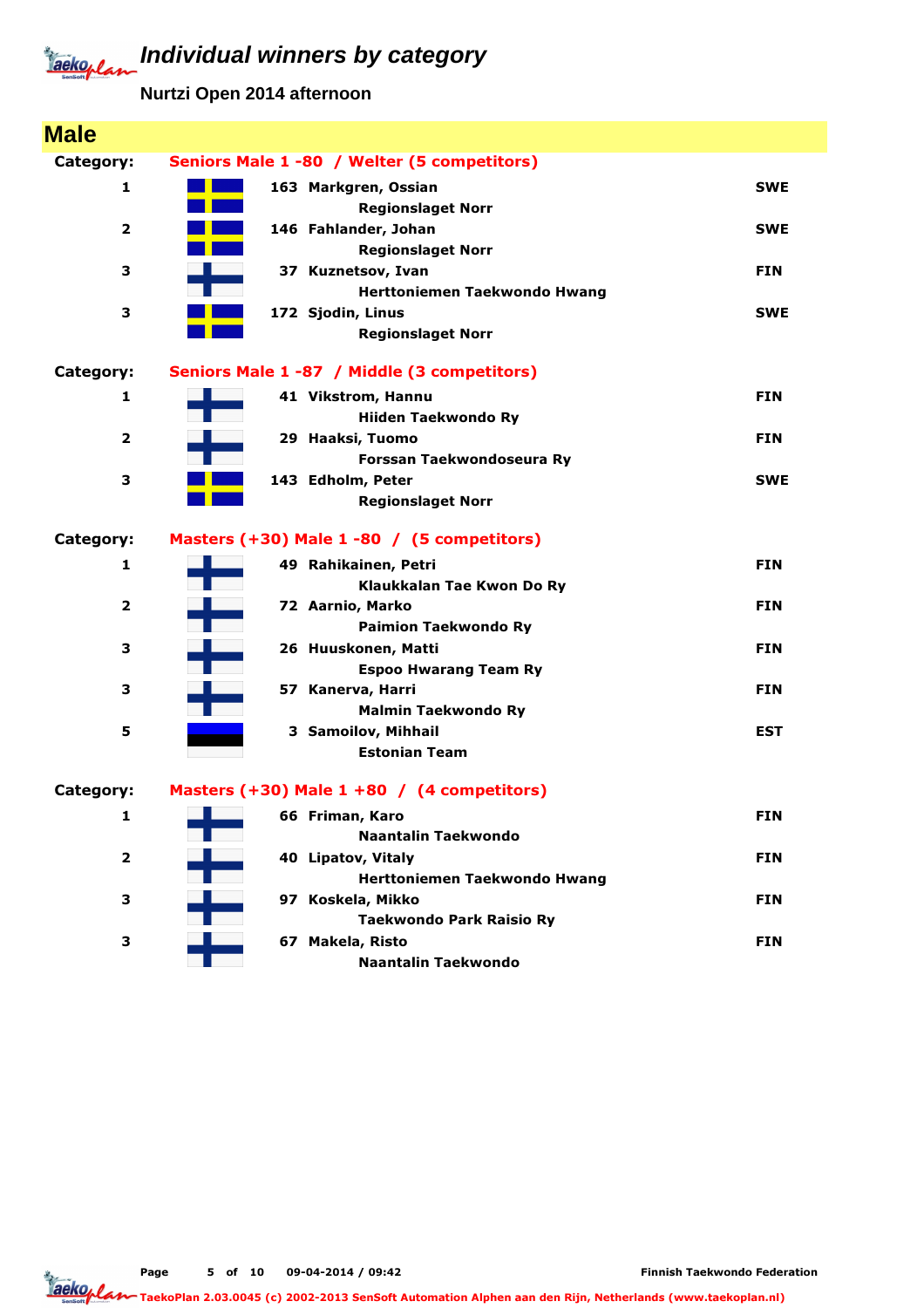# Individual winners by category

**Nurtzi Open 2014 afternoon**

## Male

**Category: Seniors Male 1 -80 / Welter (5 competitors)**

| Place | No. | Name / Club | Country |
|---|---|---|---|
| 1 | 163 | **Markgren, Ossian** <br> Regionslaget Norr | SWE |
| 2 | 146 | **Fahlander, Johan** <br> Regionslaget Norr | SWE |
| 3 | 37 | **Kuznetsov, Ivan** <br> Herttoniemen Taekwondo Hwang | FIN |
| 3 | 172 | **Sjodin, Linus** <br> Regionslaget Norr | SWE |

**Category: Seniors Male 1 -87 / Middle (3 competitors)**

| Place | No. | Name / Club | Country |
|---|---|---|---|
| 1 | 41 | **Vikstrom, Hannu** <br> Hiiden Taekwondo Ry | FIN |
| 2 | 29 | **Haaksi, Tuomo** <br> Forssan Taekwondoseura Ry | FIN |
| 3 | 143 | **Edholm, Peter** <br> Regionslaget Norr | SWE |

**Category: Masters (+30) Male 1 -80 / (5 competitors)**

| Place | No. | Name / Club | Country |
|---|---|---|---|
| 1 | 49 | **Rahikainen, Petri** <br> Klaukkalan Tae Kwon Do Ry | FIN |
| 2 | 72 | **Aarnio, Marko** <br> Paimion Taekwondo Ry | FIN |
| 3 | 26 | **Huuskonen, Matti** <br> Espoo Hwarang Team Ry | FIN |
| 3 | 57 | **Kanerva, Harri** <br> Malmin Taekwondo Ry | FIN |
| 5 | 3 | **Samoilov, Mihhail** <br> Estonian Team | EST |

**Category: Masters (+30) Male 1 +80 / (4 competitors)**

| Place | No. | Name / Club | Country |
|---|---|---|---|
| 1 | 66 | **Friman, Karo** <br> Naantalin Taekwondo | FIN |
| 2 | 40 | **Lipatov, Vitaly** <br> Herttoniemen Taekwondo Hwang | FIN |
| 3 | 97 | **Koskela, Mikko** <br> Taekwondo Park Raisio Ry | FIN |
| 3 | 67 | **Makela, Risto** <br> Naantalin Taekwondo | FIN |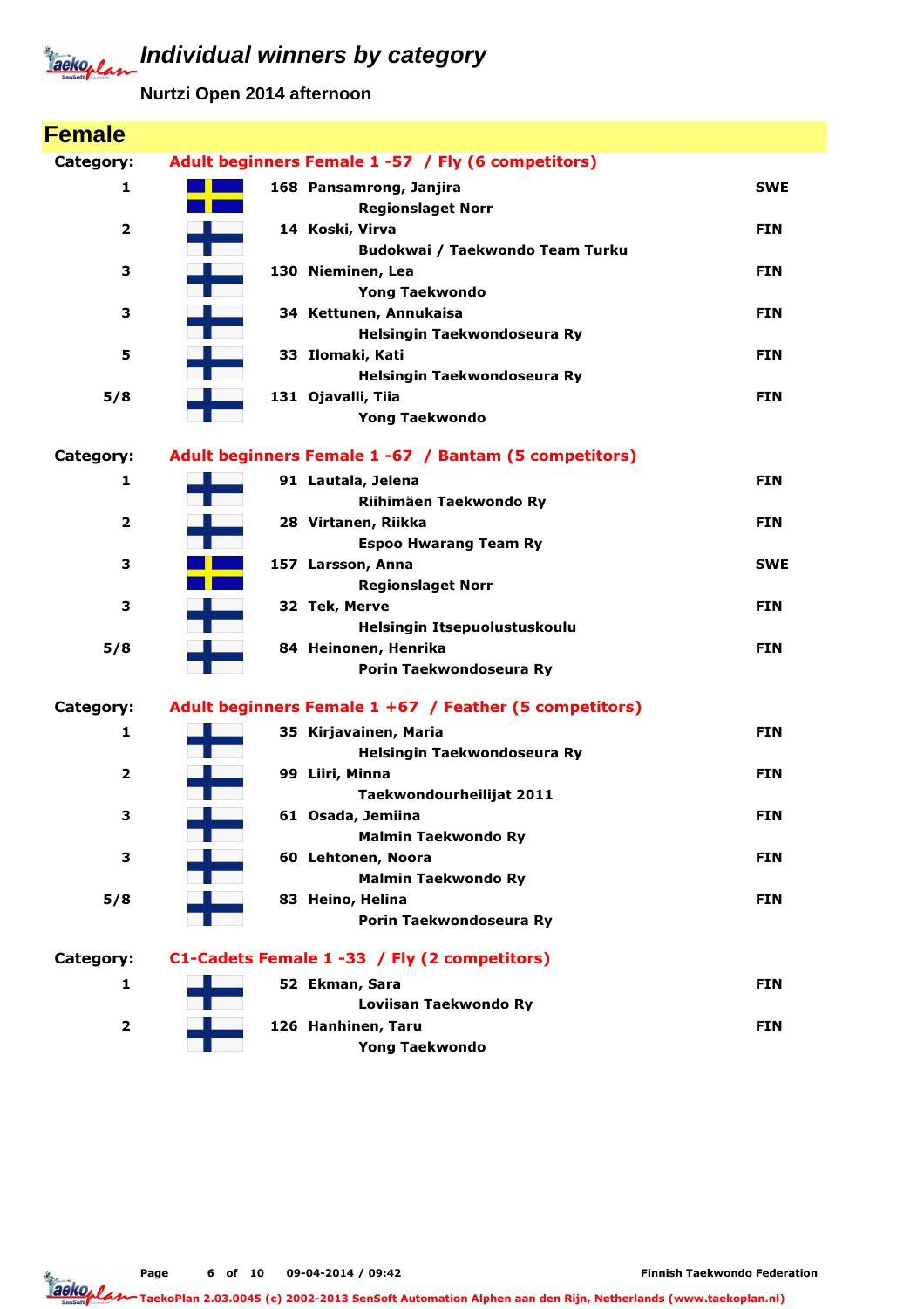# Individual winners by category

**Nurtzi Open 2014 afternoon**

## Female

**Category:** Adult beginners Female 1 -57 / Fly (6 competitors)

| Place | No. | Name / Club | Country |
|---|---|---|---|
| 1 | 168 | Pansamrong, Janjira<br>Regionslaget Norr | SWE |
| 2 | 14 | Koski, Virva<br>Budokwai / Taekwondo Team Turku | FIN |
| 3 | 130 | Nieminen, Lea<br>Yong Taekwondo | FIN |
| 3 | 34 | Kettunen, Annukaisa<br>Helsingin Taekwondoseura Ry | FIN |
| 5 | 33 | Ilomaki, Kati<br>Helsingin Taekwondoseura Ry | FIN |
| 5/8 | 131 | Ojavalli, Tiia<br>Yong Taekwondo | FIN |

**Category:** Adult beginners Female 1 -67 / Bantam (5 competitors)

| Place | No. | Name / Club | Country |
|---|---|---|---|
| 1 | 91 | Lautala, Jelena<br>Riihimäen Taekwondo Ry | FIN |
| 2 | 28 | Virtanen, Riikka<br>Espoo Hwarang Team Ry | FIN |
| 3 | 157 | Larsson, Anna<br>Regionslaget Norr | SWE |
| 3 | 32 | Tek, Merve<br>Helsingin Itsepuolustuskoulu | FIN |
| 5/8 | 84 | Heinonen, Henrika<br>Porin Taekwondoseura Ry | FIN |

**Category:** Adult beginners Female 1 +67 / Feather (5 competitors)

| Place | No. | Name / Club | Country |
|---|---|---|---|
| 1 | 35 | Kirjavainen, Maria<br>Helsingin Taekwondoseura Ry | FIN |
| 2 | 99 | Liiri, Minna<br>Taekwondourheilijat 2011 | FIN |
| 3 | 61 | Osada, Jemiina<br>Malmin Taekwondo Ry | FIN |
| 3 | 60 | Lehtonen, Noora<br>Malmin Taekwondo Ry | FIN |
| 5/8 | 83 | Heino, Helina<br>Porin Taekwondoseura Ry | FIN |

**Category:** C1-Cadets Female 1 -33 / Fly (2 competitors)

| Place | No. | Name / Club | Country |
|---|---|---|---|
| 1 | 52 | Ekman, Sara<br>Loviisan Taekwondo Ry | FIN |
| 2 | 126 | Hanhinen, Taru<br>Yong Taekwondo | FIN |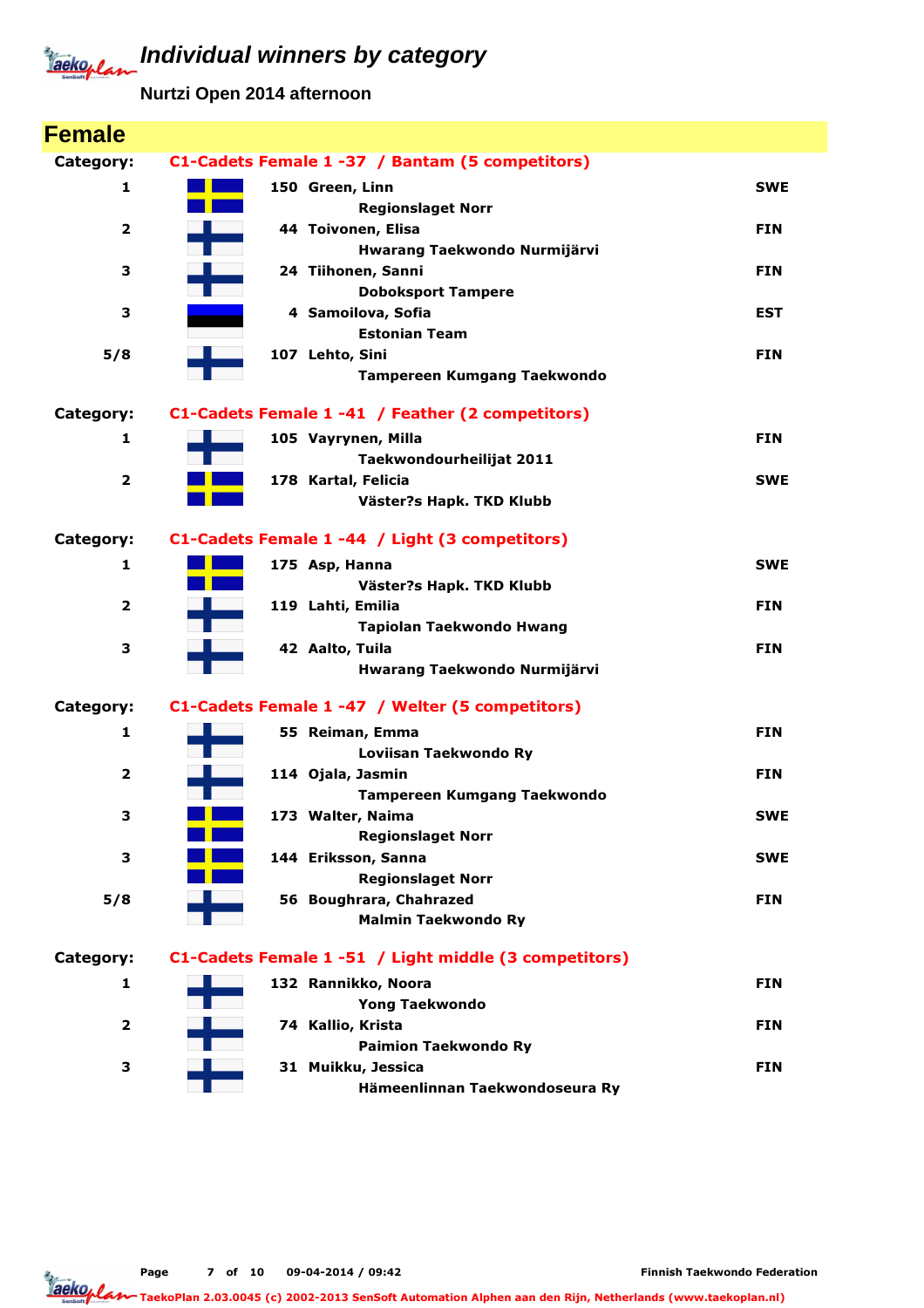# Individual winners by category

**Nurtzi Open 2014 afternoon**

## Female

**Category:** C1-Cadets Female 1 -37 / Bantam (5 competitors)

| Place | No. | Name / Club | Country |
|---|---|---|---|
| 1 | 150 | Green, Linn<br>Regionslaget Norr | SWE |
| 2 | 44 | Toivonen, Elisa<br>Hwarang Taekwondo Nurmijärvi | FIN |
| 3 | 24 | Tiihonen, Sanni<br>Doboksport Tampere | FIN |
| 3 | 4 | Samoilova, Sofia<br>Estonian Team | EST |
| 5/8 | 107 | Lehto, Sini<br>Tampereen Kumgang Taekwondo | FIN |

**Category:** C1-Cadets Female 1 -41 / Feather (2 competitors)

| Place | No. | Name / Club | Country |
|---|---|---|---|
| 1 | 105 | Vayrynen, Milla<br>Taekwondourheilijat 2011 | FIN |
| 2 | 178 | Kartal, Felicia<br>Väster?s Hapk. TKD Klubb | SWE |

**Category:** C1-Cadets Female 1 -44 / Light (3 competitors)

| Place | No. | Name / Club | Country |
|---|---|---|---|
| 1 | 175 | Asp, Hanna<br>Väster?s Hapk. TKD Klubb | SWE |
| 2 | 119 | Lahti, Emilia<br>Tapiolan Taekwondo Hwang | FIN |
| 3 | 42 | Aalto, Tuila<br>Hwarang Taekwondo Nurmijärvi | FIN |

**Category:** C1-Cadets Female 1 -47 / Welter (5 competitors)

| Place | No. | Name / Club | Country |
|---|---|---|---|
| 1 | 55 | Reiman, Emma<br>Loviisan Taekwondo Ry | FIN |
| 2 | 114 | Ojala, Jasmin<br>Tampereen Kumgang Taekwondo | FIN |
| 3 | 173 | Walter, Naima<br>Regionslaget Norr | SWE |
| 3 | 144 | Eriksson, Sanna<br>Regionslaget Norr | SWE |
| 5/8 | 56 | Boughrara, Chahrazed<br>Malmin Taekwondo Ry | FIN |

**Category:** C1-Cadets Female 1 -51 / Light middle (3 competitors)

| Place | No. | Name / Club | Country |
|---|---|---|---|
| 1 | 132 | Rannikko, Noora<br>Yong Taekwondo | FIN |
| 2 | 74 | Kallio, Krista<br>Paimion Taekwondo Ry | FIN |
| 3 | 31 | Muikku, Jessica<br>Hämeenlinnan Taekwondoseura Ry | FIN |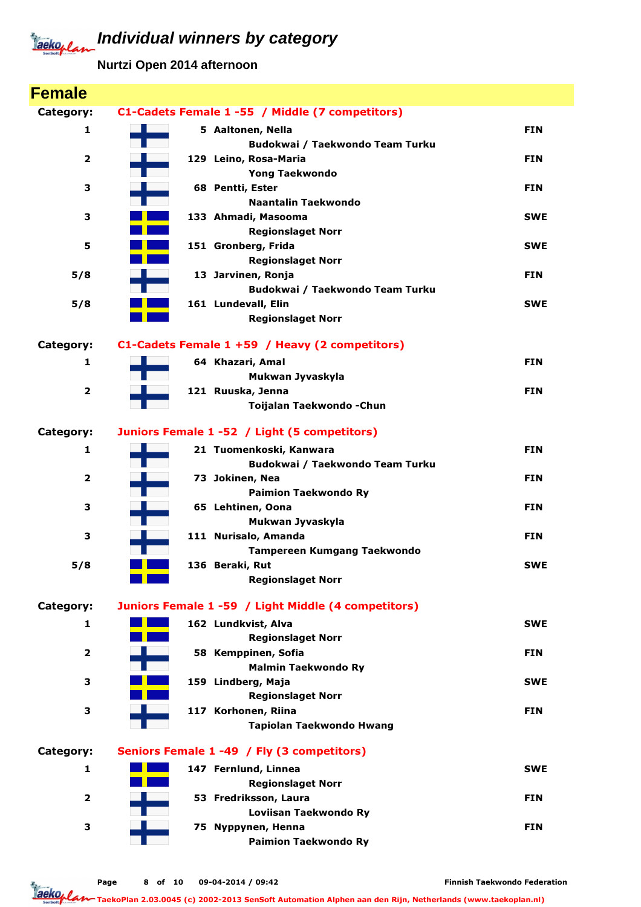# Individual winners by category

**Nurtzi Open 2014 afternoon**

## Female

**Category: C1-Cadets Female 1 -55 / Middle (7 competitors)**

| Place | No. | Name / Club | Country |
|---|---|---|---|
| 1 | 5 | Aaltonen, Nella<br>Budokwai / Taekwondo Team Turku | FIN |
| 2 | 129 | Leino, Rosa-Maria<br>Yong Taekwondo | FIN |
| 3 | 68 | Pentti, Ester<br>Naantalin Taekwondo | FIN |
| 3 | 133 | Ahmadi, Masooma<br>Regionslaget Norr | SWE |
| 5 | 151 | Gronberg, Frida<br>Regionslaget Norr | SWE |
| 5/8 | 13 | Jarvinen, Ronja<br>Budokwai / Taekwondo Team Turku | FIN |
| 5/8 | 161 | Lundevall, Elin<br>Regionslaget Norr | SWE |

**Category: C1-Cadets Female 1 +59 / Heavy (2 competitors)**

| Place | No. | Name / Club | Country |
|---|---|---|---|
| 1 | 64 | Khazari, Amal<br>Mukwan Jyvaskyla | FIN |
| 2 | 121 | Ruuska, Jenna<br>Toijalan Taekwondo -Chun | FIN |

**Category: Juniors Female 1 -52 / Light (5 competitors)**

| Place | No. | Name / Club | Country |
|---|---|---|---|
| 1 | 21 | Tuomenkoski, Kanwara<br>Budokwai / Taekwondo Team Turku | FIN |
| 2 | 73 | Jokinen, Nea<br>Paimion Taekwondo Ry | FIN |
| 3 | 65 | Lehtinen, Oona<br>Mukwan Jyvaskyla | FIN |
| 3 | 111 | Nurisalo, Amanda<br>Tampereen Kumgang Taekwondo | FIN |
| 5/8 | 136 | Beraki, Rut<br>Regionslaget Norr | SWE |

**Category: Juniors Female 1 -59 / Light Middle (4 competitors)**

| Place | No. | Name / Club | Country |
|---|---|---|---|
| 1 | 162 | Lundkvist, Alva<br>Regionslaget Norr | SWE |
| 2 | 58 | Kemppinen, Sofia<br>Malmin Taekwondo Ry | FIN |
| 3 | 159 | Lindberg, Maja<br>Regionslaget Norr | SWE |
| 3 | 117 | Korhonen, Riina<br>Tapiolan Taekwondo Hwang | FIN |

**Category: Seniors Female 1 -49 / Fly (3 competitors)**

| Place | No. | Name / Club | Country |
|---|---|---|---|
| 1 | 147 | Fernlund, Linnea<br>Regionslaget Norr | SWE |
| 2 | 53 | Fredriksson, Laura<br>Loviisan Taekwondo Ry | FIN |
| 3 | 75 | Nyppynen, Henna<br>Paimion Taekwondo Ry | FIN |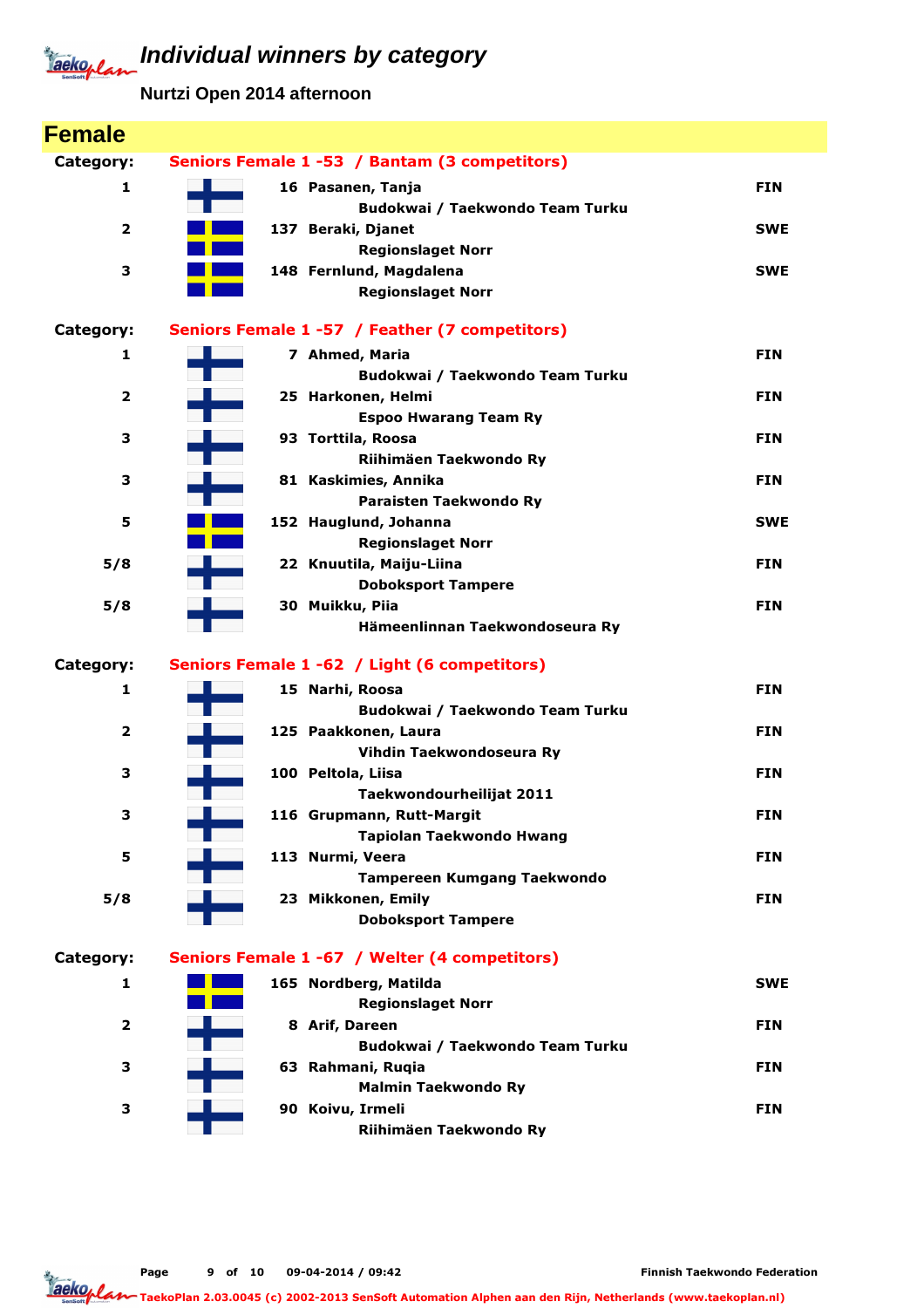# Individual winners by category

**Nurtzi Open 2014 afternoon**

## Female

### Category: Seniors Female 1 -53 / Bantam (3 competitors)

| Rank | No. | Name | Club | Country |
|---|---|---|---|---|
| 1 | 16 | Pasanen, Tanja | Budokwai / Taekwondo Team Turku | FIN |
| 2 | 137 | Beraki, Djanet | Regionslaget Norr | SWE |
| 3 | 148 | Fernlund, Magdalena | Regionslaget Norr | SWE |

### Category: Seniors Female 1 -57 / Feather (7 competitors)

| Rank | No. | Name | Club | Country |
|---|---|---|---|---|
| 1 | 7 | Ahmed, Maria | Budokwai / Taekwondo Team Turku | FIN |
| 2 | 25 | Harkonen, Helmi | Espoo Hwarang Team Ry | FIN |
| 3 | 93 | Torttila, Roosa | Riihimäen Taekwondo Ry | FIN |
| 3 | 81 | Kaskimies, Annika | Paraisten Taekwondo Ry | FIN |
| 5 | 152 | Hauglund, Johanna | Regionslaget Norr | SWE |
| 5/8 | 22 | Knuutila, Maiju-Liina | Doboksport Tampere | FIN |
| 5/8 | 30 | Muikku, Piia | Hämeenlinnan Taekwondoseura Ry | FIN |

### Category: Seniors Female 1 -62 / Light (6 competitors)

| Rank | No. | Name | Club | Country |
|---|---|---|---|---|
| 1 | 15 | Narhi, Roosa | Budokwai / Taekwondo Team Turku | FIN |
| 2 | 125 | Paakkonen, Laura | Vihdin Taekwondoseura Ry | FIN |
| 3 | 100 | Peltola, Liisa | Taekwondourheilijat 2011 | FIN |
| 3 | 116 | Grupmann, Rutt-Margit | Tapiolan Taekwondo Hwang | FIN |
| 5 | 113 | Nurmi, Veera | Tampereen Kumgang Taekwondo | FIN |
| 5/8 | 23 | Mikkonen, Emily | Doboksport Tampere | FIN |

### Category: Seniors Female 1 -67 / Welter (4 competitors)

| Rank | No. | Name | Club | Country |
|---|---|---|---|---|
| 1 | 165 | Nordberg, Matilda | Regionslaget Norr | SWE |
| 2 | 8 | Arif, Dareen | Budokwai / Taekwondo Team Turku | FIN |
| 3 | 63 | Rahmani, Ruqia | Malmin Taekwondo Ry | FIN |
| 3 | 90 | Koivu, Irmeli | Riihimäen Taekwondo Ry | FIN |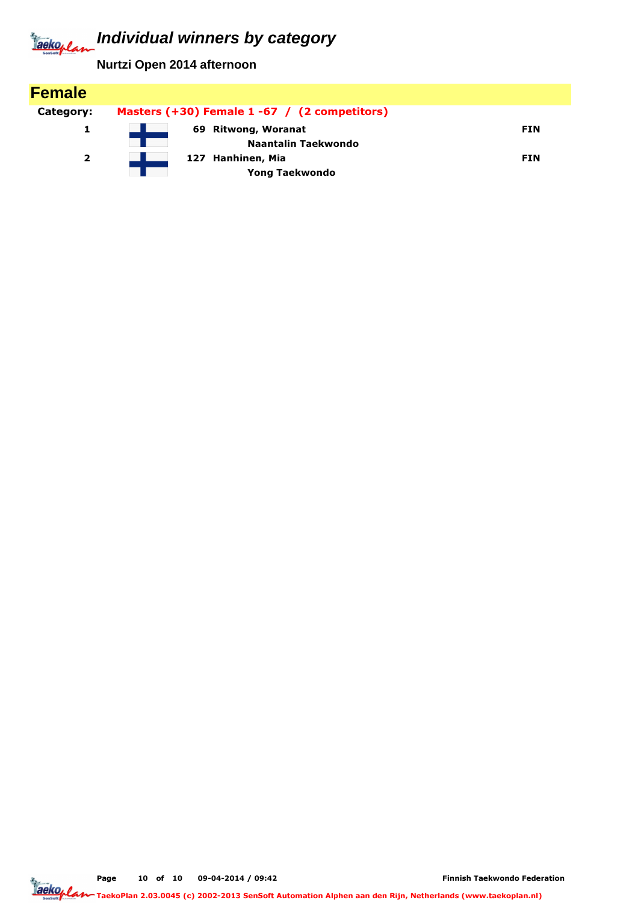# *Individual winners by category*

**Nurtzi Open 2014 afternoon**

## Female

| Category: | Masters (+30) Female 1 -67 / (2 competitors) | |
|---|---|---|
| 1 | 69 Ritwong, Woranat<br>Naantalin Taekwondo | FIN |
| 2 | 127 Hanhinen, Mia<br>Yong Taekwondo | FIN |

Finnish Taekwondo Federation

TaekoPlan 2.03.0045 (c) 2002-2013 SenSoft Automation Alphen aan den Rijn, Netherlands (www.taekoplan.nl)